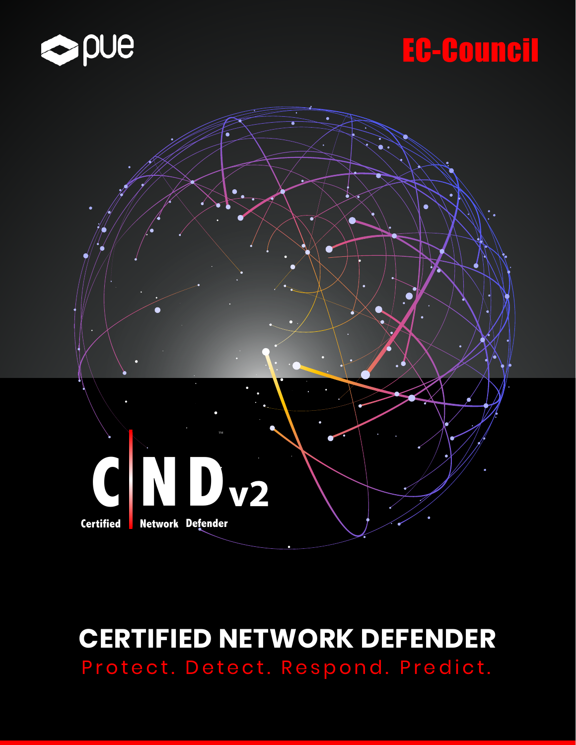pue

EC-Council

C|ND v2

Certified Network Defender

# CERTIFIED NETWORK DEFENDER

Protect. Detect. Respond. Predict.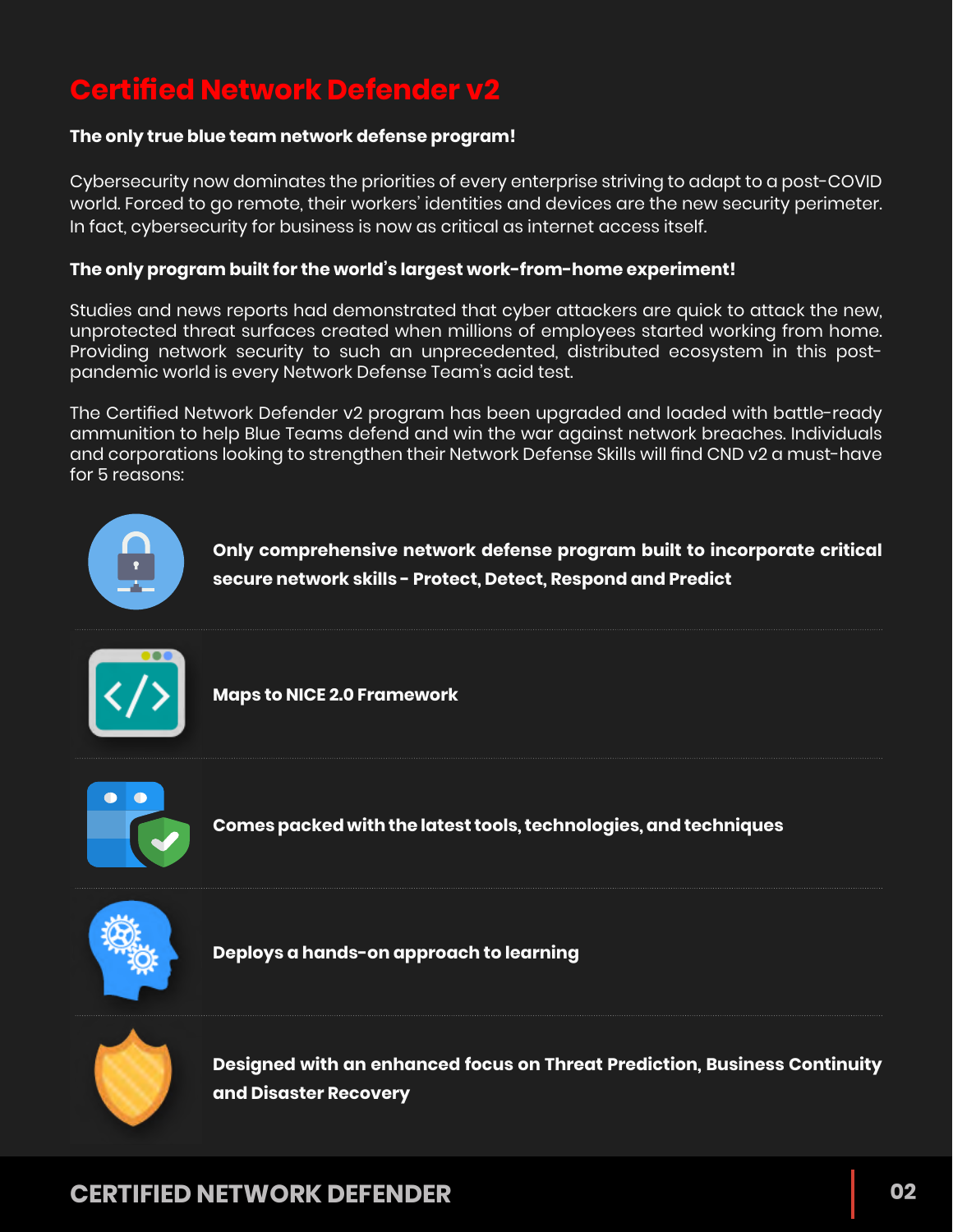# Certified Network Defender v2

**The only true blue team network defense program!**

Cybersecurity now dominates the priorities of every enterprise striving to adapt to a post-COVID world. Forced to go remote, their workers' identities and devices are the new security perimeter. In fact, cybersecurity for business is now as critical as internet access itself.

**The only program built for the world's largest work-from-home experiment!**

Studies and news reports had demonstrated that cyber attackers are quick to attack the new, unprotected threat surfaces created when millions of employees started working from home. Providing network security to such an unprecedented, distributed ecosystem in this post-pandemic world is every Network Defense Team's acid test.

The Certified Network Defender v2 program has been upgraded and loaded with battle-ready ammunition to help Blue Teams defend and win the war against network breaches. Individuals and corporations looking to strengthen their Network Defense Skills will find CND v2 a must-have for 5 reasons:

- **Only comprehensive network defense program built to incorporate critical secure network skills - Protect, Detect, Respond and Predict**
- **Maps to NICE 2.0 Framework**
- **Comes packed with the latest tools, technologies, and techniques**
- **Deploys a hands-on approach to learning**
- **Designed with an enhanced focus on Threat Prediction, Business Continuity and Disaster Recovery**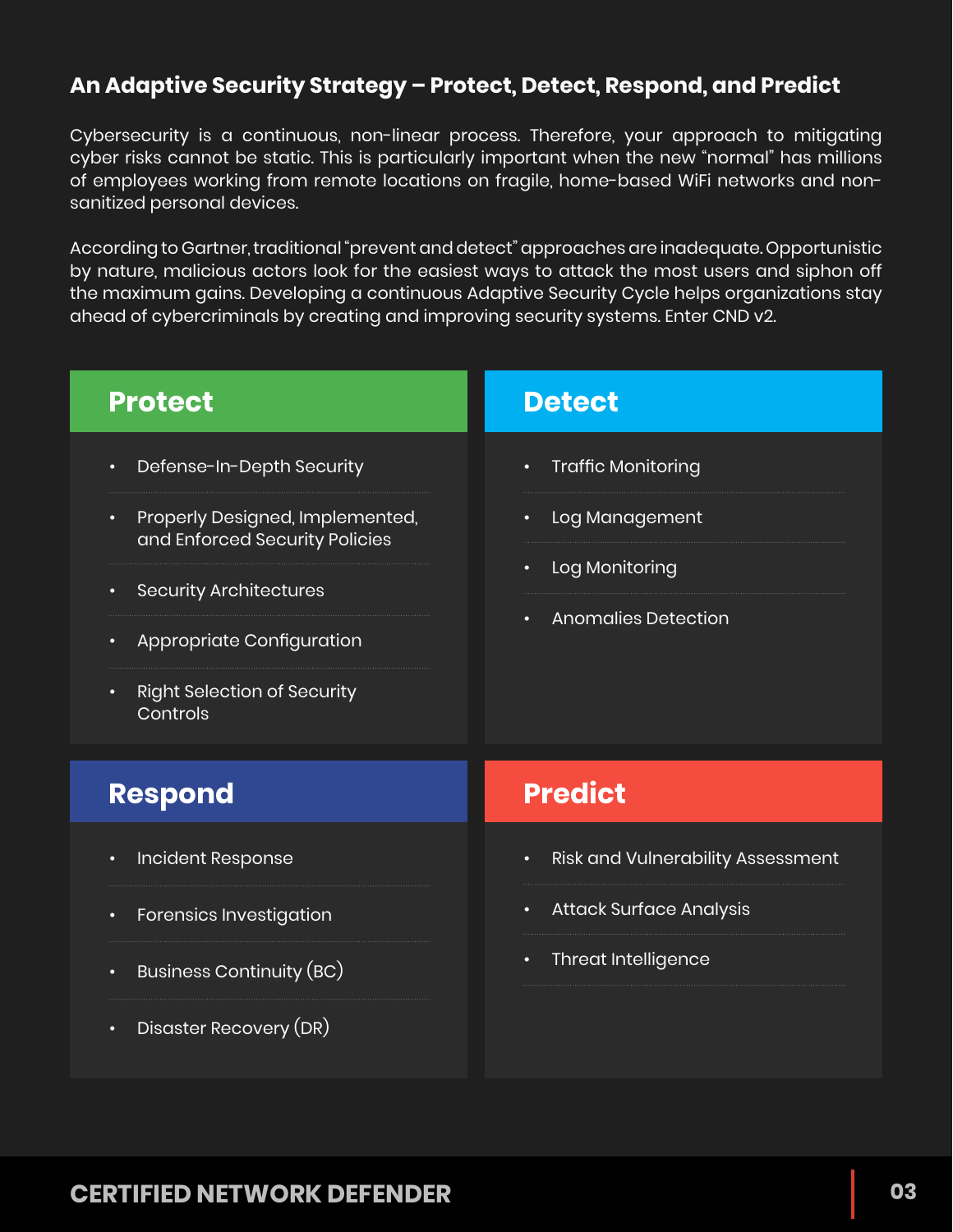## An Adaptive Security Strategy – Protect, Detect, Respond, and Predict

Cybersecurity is a continuous, non-linear process. Therefore, your approach to mitigating cyber risks cannot be static. This is particularly important when the new "normal" has millions of employees working from remote locations on fragile, home-based WiFi networks and non-sanitized personal devices.

According to Gartner, traditional "prevent and detect" approaches are inadequate. Opportunistic by nature, malicious actors look for the easiest ways to attack the most users and siphon off the maximum gains. Developing a continuous Adaptive Security Cycle helps organizations stay ahead of cybercriminals by creating and improving security systems. Enter CND v2.

### Protect

- Defense-In-Depth Security
- Properly Designed, Implemented, and Enforced Security Policies
- Security Architectures
- Appropriate Configuration
- Right Selection of Security Controls

### Detect

- Traffic Monitoring
- Log Management
- Log Monitoring
- Anomalies Detection

### Respond

- Incident Response
- Forensics Investigation
- Business Continuity (BC)
- Disaster Recovery (DR)

### Predict

- Risk and Vulnerability Assessment
- Attack Surface Analysis
- Threat Intelligence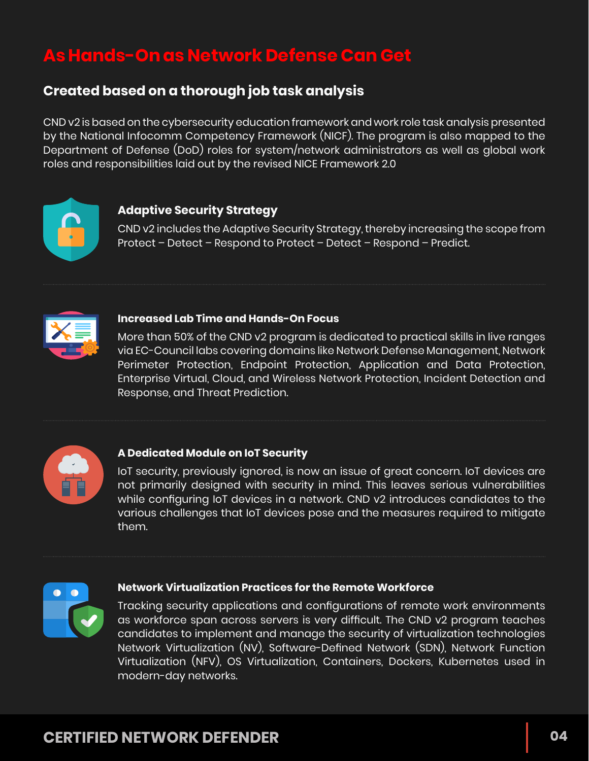# As Hands-On as Network Defense Can Get

## Created based on a thorough job task analysis

CND v2 is based on the cybersecurity education framework and work role task analysis presented by the National Infocomm Competency Framework (NICF). The program is also mapped to the Department of Defense (DoD) roles for system/network administrators as well as global work roles and responsibilities laid out by the revised NICE Framework 2.0

### Adaptive Security Strategy

CND v2 includes the Adaptive Security Strategy, thereby increasing the scope from Protect – Detect – Respond to Protect – Detect – Respond – Predict.

### Increased Lab Time and Hands-On Focus

More than 50% of the CND v2 program is dedicated to practical skills in live ranges via EC-Council labs covering domains like Network Defense Management, Network Perimeter Protection, Endpoint Protection, Application and Data Protection, Enterprise Virtual, Cloud, and Wireless Network Protection, Incident Detection and Response, and Threat Prediction.

### A Dedicated Module on IoT Security

IoT security, previously ignored, is now an issue of great concern. IoT devices are not primarily designed with security in mind. This leaves serious vulnerabilities while configuring IoT devices in a network. CND v2 introduces candidates to the various challenges that IoT devices pose and the measures required to mitigate them.

### Network Virtualization Practices for the Remote Workforce

Tracking security applications and configurations of remote work environments as workforce span across servers is very difficult. The CND v2 program teaches candidates to implement and manage the security of virtualization technologies Network Virtualization (NV), Software-Defined Network (SDN), Network Function Virtualization (NFV), OS Virtualization, Containers, Dockers, Kubernetes used in modern-day networks.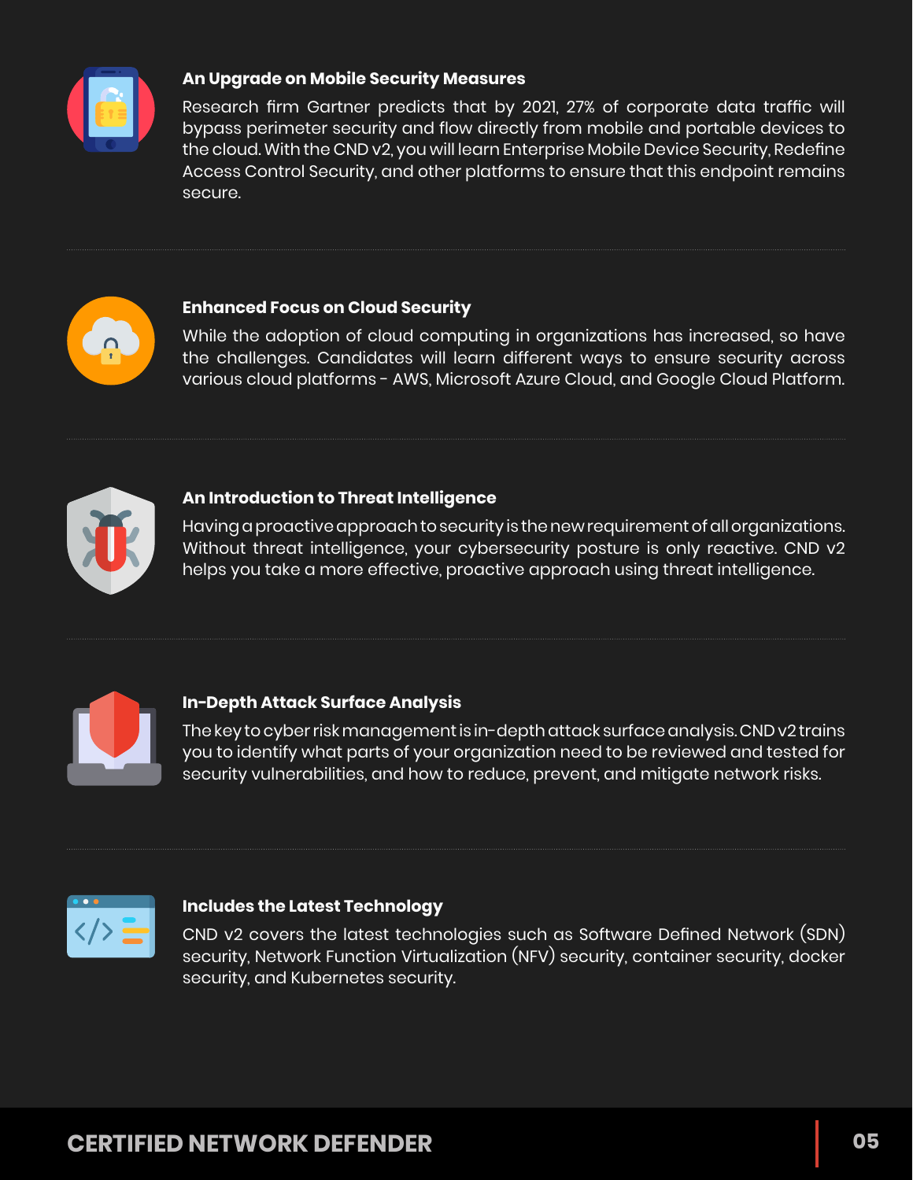### An Upgrade on Mobile Security Measures

Research firm Gartner predicts that by 2021, 27% of corporate data traffic will bypass perimeter security and flow directly from mobile and portable devices to the cloud. With the CND v2, you will learn Enterprise Mobile Device Security, Redefine Access Control Security, and other platforms to ensure that this endpoint remains secure.

### Enhanced Focus on Cloud Security

While the adoption of cloud computing in organizations has increased, so have the challenges. Candidates will learn different ways to ensure security across various cloud platforms - AWS, Microsoft Azure Cloud, and Google Cloud Platform.

### An Introduction to Threat Intelligence

Having a proactive approach to security is the new requirement of all organizations. Without threat intelligence, your cybersecurity posture is only reactive. CND v2 helps you take a more effective, proactive approach using threat intelligence.

### In-Depth Attack Surface Analysis

The key to cyber risk management is in-depth attack surface analysis. CND v2 trains you to identify what parts of your organization need to be reviewed and tested for security vulnerabilities, and how to reduce, prevent, and mitigate network risks.

### Includes the Latest Technology

CND v2 covers the latest technologies such as Software Defined Network (SDN) security, Network Function Virtualization (NFV) security, container security, docker security, and Kubernetes security.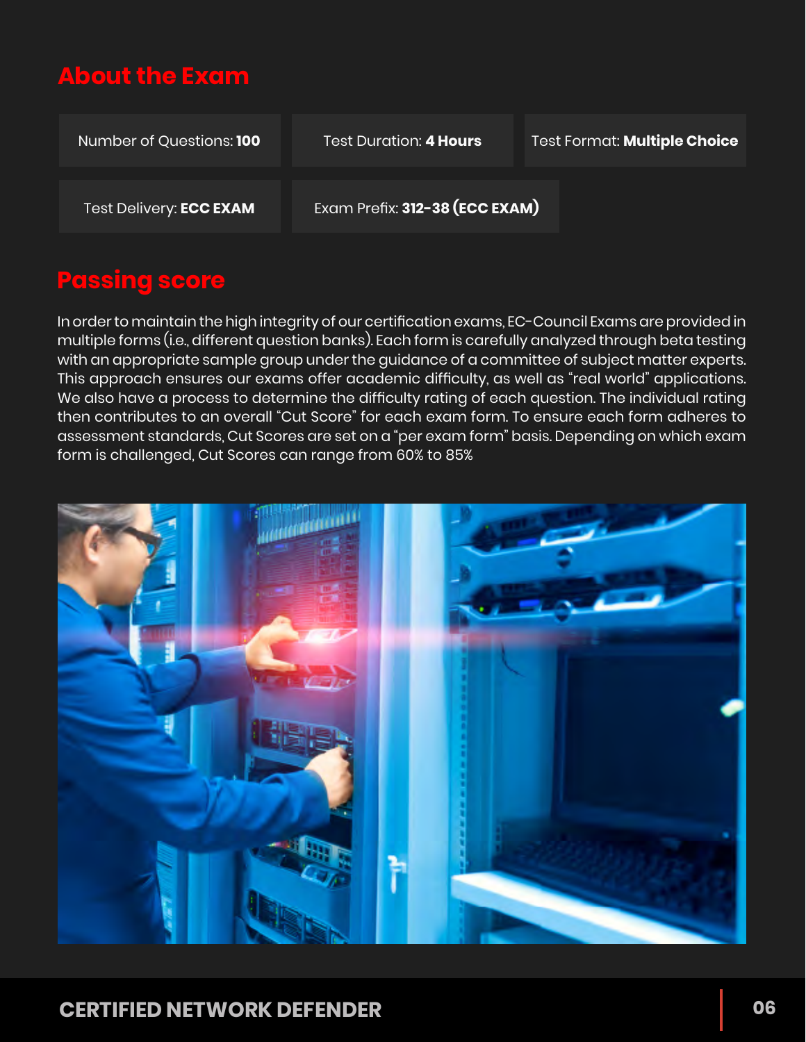## About the Exam

Number of Questions: **100**

Test Duration: **4 Hours**

Test Format: **Multiple Choice**

Test Delivery: **ECC EXAM**

Exam Prefix: **312-38 (ECC EXAM)**

## Passing score

In order to maintain the high integrity of our certification exams, EC-Council Exams are provided in multiple forms (i.e., different question banks). Each form is carefully analyzed through beta testing with an appropriate sample group under the guidance of a committee of subject matter experts. This approach ensures our exams offer academic difficulty, as well as "real world" applications. We also have a process to determine the difficulty rating of each question. The individual rating then contributes to an overall "Cut Score" for each exam form. To ensure each form adheres to assessment standards, Cut Scores are set on a "per exam form" basis. Depending on which exam form is challenged, Cut Scores can range from 60% to 85%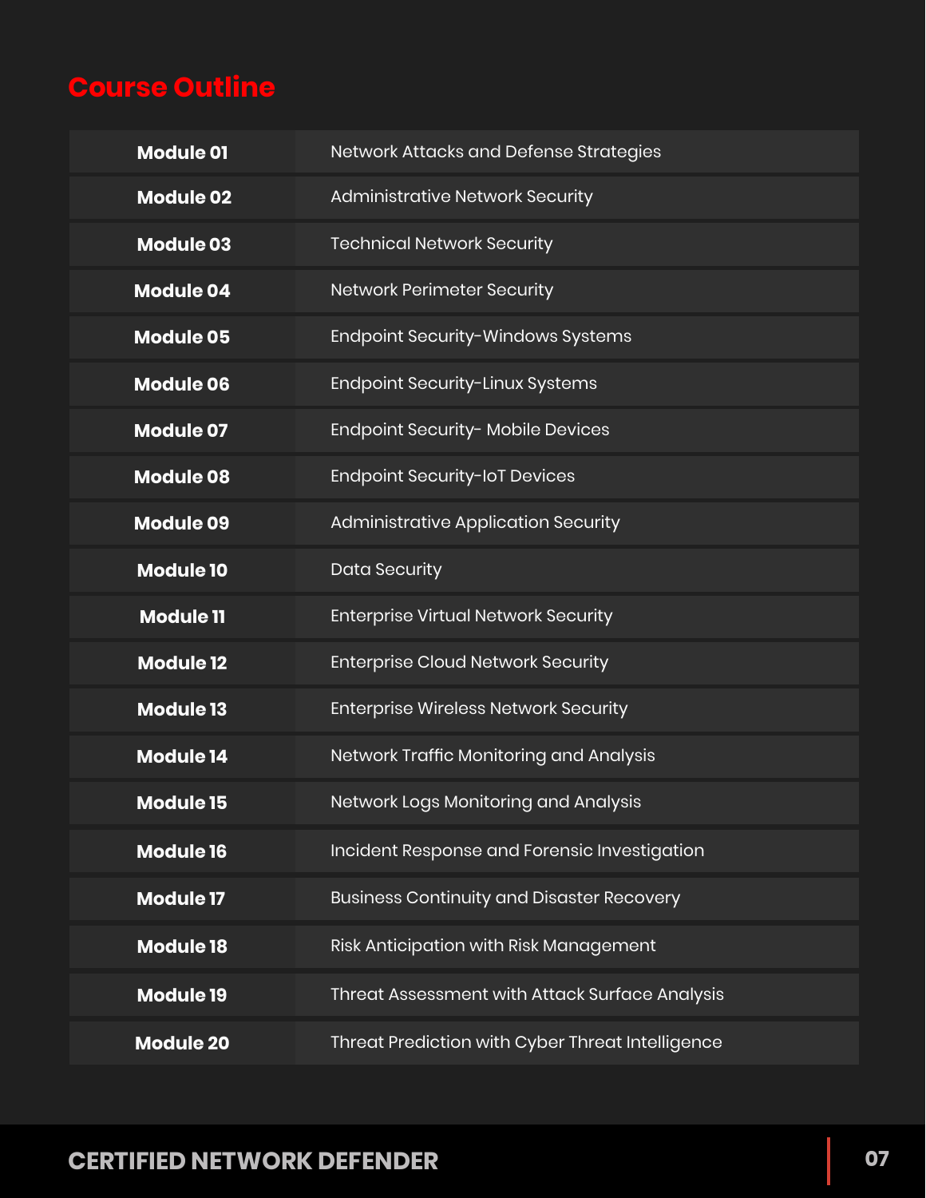## Course Outline

| | |
|---|---|
| **Module 01** | Network Attacks and Defense Strategies |
| **Module 02** | Administrative Network Security |
| **Module 03** | Technical Network Security |
| **Module 04** | Network Perimeter Security |
| **Module 05** | Endpoint Security-Windows Systems |
| **Module 06** | Endpoint Security-Linux Systems |
| **Module 07** | Endpoint Security- Mobile Devices |
| **Module 08** | Endpoint Security-IoT Devices |
| **Module 09** | Administrative Application Security |
| **Module 10** | Data Security |
| **Module 11** | Enterprise Virtual Network Security |
| **Module 12** | Enterprise Cloud Network Security |
| **Module 13** | Enterprise Wireless Network Security |
| **Module 14** | Network Traffic Monitoring and Analysis |
| **Module 15** | Network Logs Monitoring and Analysis |
| **Module 16** | Incident Response and Forensic Investigation |
| **Module 17** | Business Continuity and Disaster Recovery |
| **Module 18** | Risk Anticipation with Risk Management |
| **Module 19** | Threat Assessment with Attack Surface Analysis |
| **Module 20** | Threat Prediction with Cyber Threat Intelligence |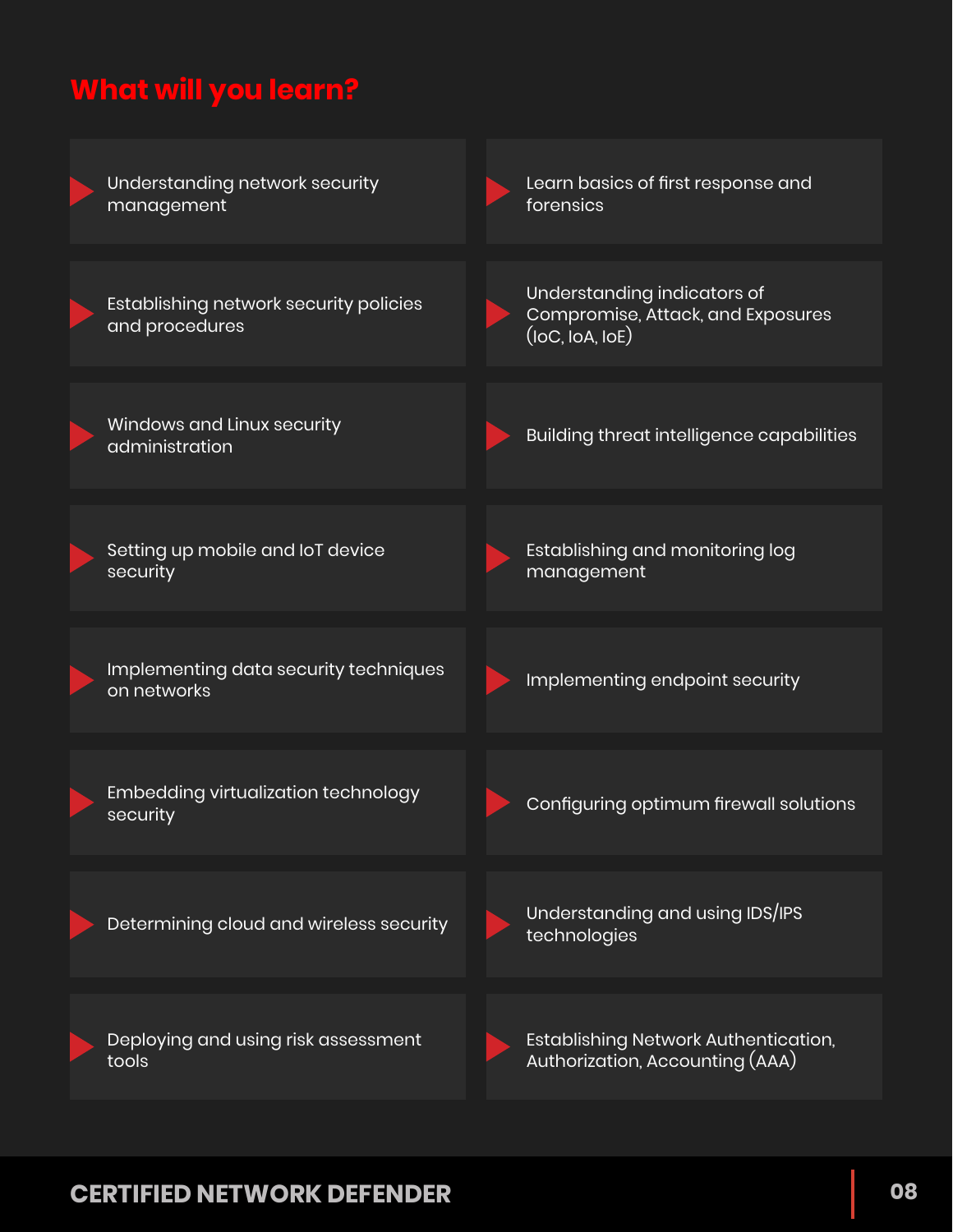## What will you learn?

- Understanding network security management
- Establishing network security policies and procedures
- Windows and Linux security administration
- Setting up mobile and IoT device security
- Implementing data security techniques on networks
- Embedding virtualization technology security
- Determining cloud and wireless security
- Deploying and using risk assessment tools
- Learn basics of first response and forensics
- Understanding indicators of Compromise, Attack, and Exposures (IoC, IoA, IoE)
- Building threat intelligence capabilities
- Establishing and monitoring log management
- Implementing endpoint security
- Configuring optimum firewall solutions
- Understanding and using IDS/IPS technologies
- Establishing Network Authentication, Authorization, Accounting (AAA)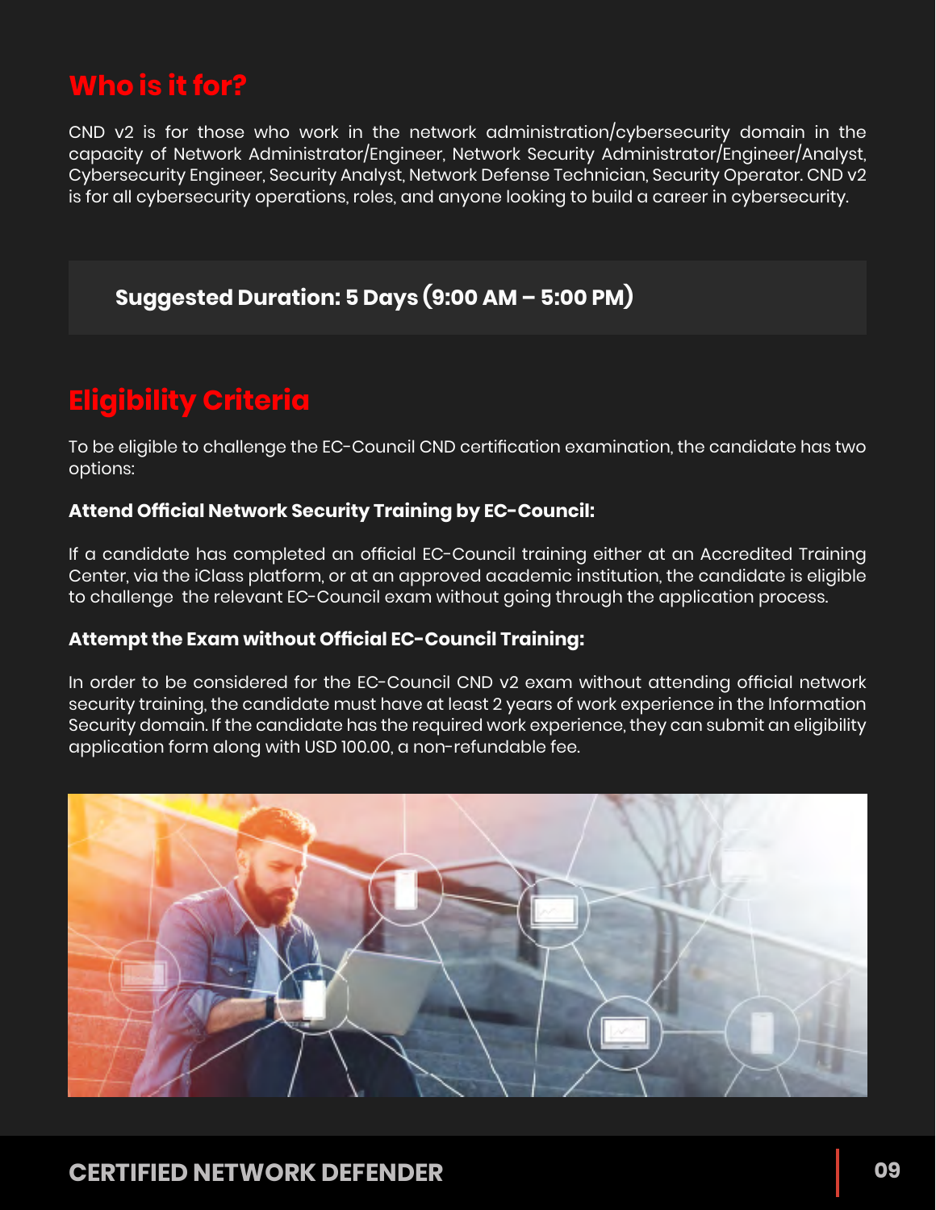## Who is it for?

CND v2 is for those who work in the network administration/cybersecurity domain in the capacity of Network Administrator/Engineer, Network Security Administrator/Engineer/Analyst, Cybersecurity Engineer, Security Analyst, Network Defense Technician, Security Operator. CND v2 is for all cybersecurity operations, roles, and anyone looking to build a career in cybersecurity.

**Suggested Duration: 5 Days (9:00 AM – 5:00 PM)**

## Eligibility Criteria

To be eligible to challenge the EC-Council CND certification examination, the candidate has two options:

**Attend Official Network Security Training by EC-Council:**

If a candidate has completed an official EC-Council training either at an Accredited Training Center, via the iClass platform, or at an approved academic institution, the candidate is eligible to challenge the relevant EC-Council exam without going through the application process.

**Attempt the Exam without Official EC-Council Training:**

In order to be considered for the EC-Council CND v2 exam without attending official network security training, the candidate must have at least 2 years of work experience in the Information Security domain. If the candidate has the required work experience, they can submit an eligibility application form along with USD 100.00, a non-refundable fee.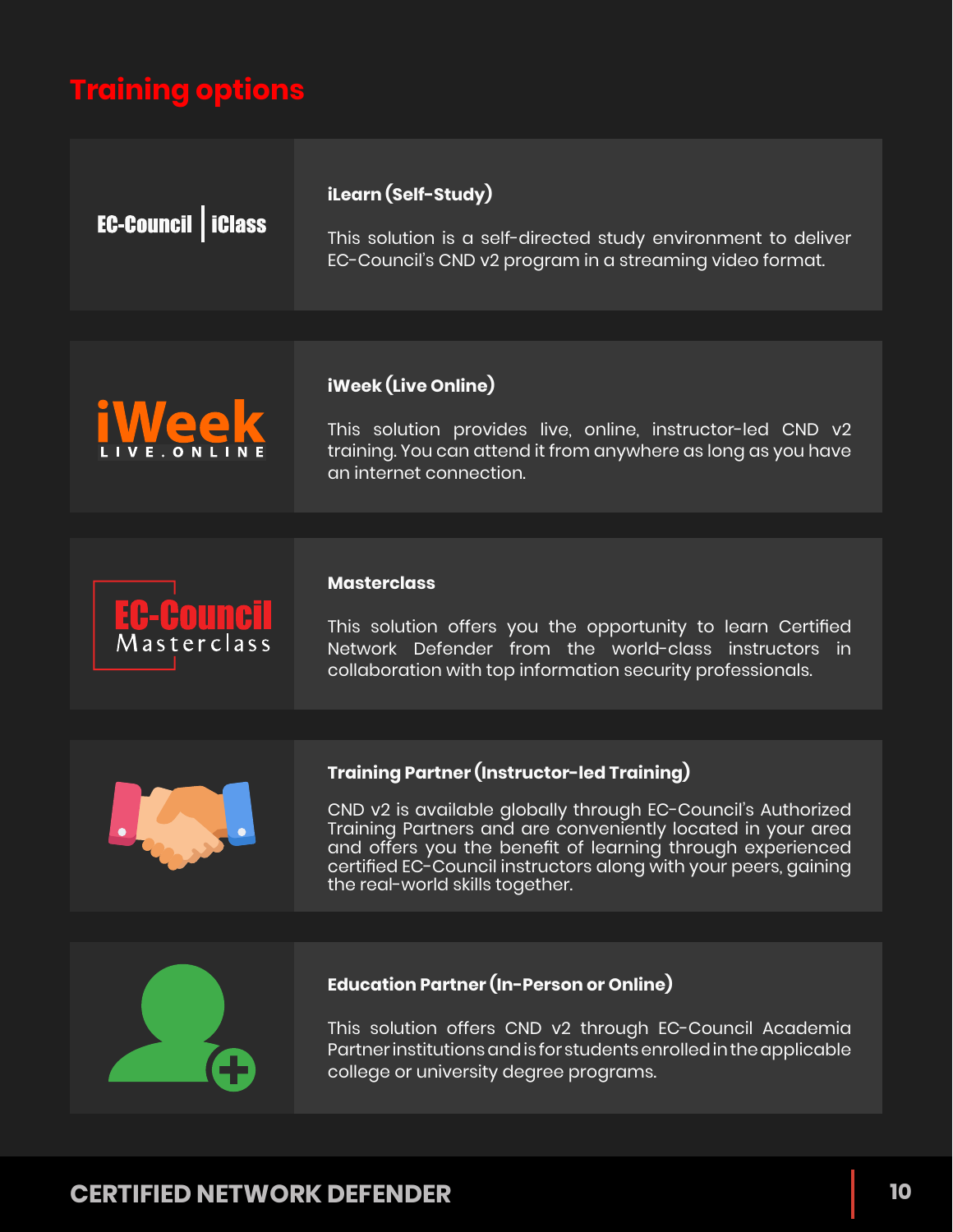## Training options

EC-Council | iClass

### iLearn (Self-Study)

This solution is a self-directed study environment to deliver EC-Council's CND v2 program in a streaming video format.

iWeek LIVE.ONLINE

### iWeek (Live Online)

This solution provides live, online, instructor-led CND v2 training. You can attend it from anywhere as long as you have an internet connection.

EC-Council Masterclass

### Masterclass

This solution offers you the opportunity to learn Certified Network Defender from the world-class instructors in collaboration with top information security professionals.

### Training Partner (Instructor-led Training)

CND v2 is available globally through EC-Council's Authorized Training Partners and are conveniently located in your area and offers you the benefit of learning through experienced certified EC-Council instructors along with your peers, gaining the real-world skills together.

### Education Partner (In-Person or Online)

This solution offers CND v2 through EC-Council Academia Partner institutions and is for students enrolled in the applicable college or university degree programs.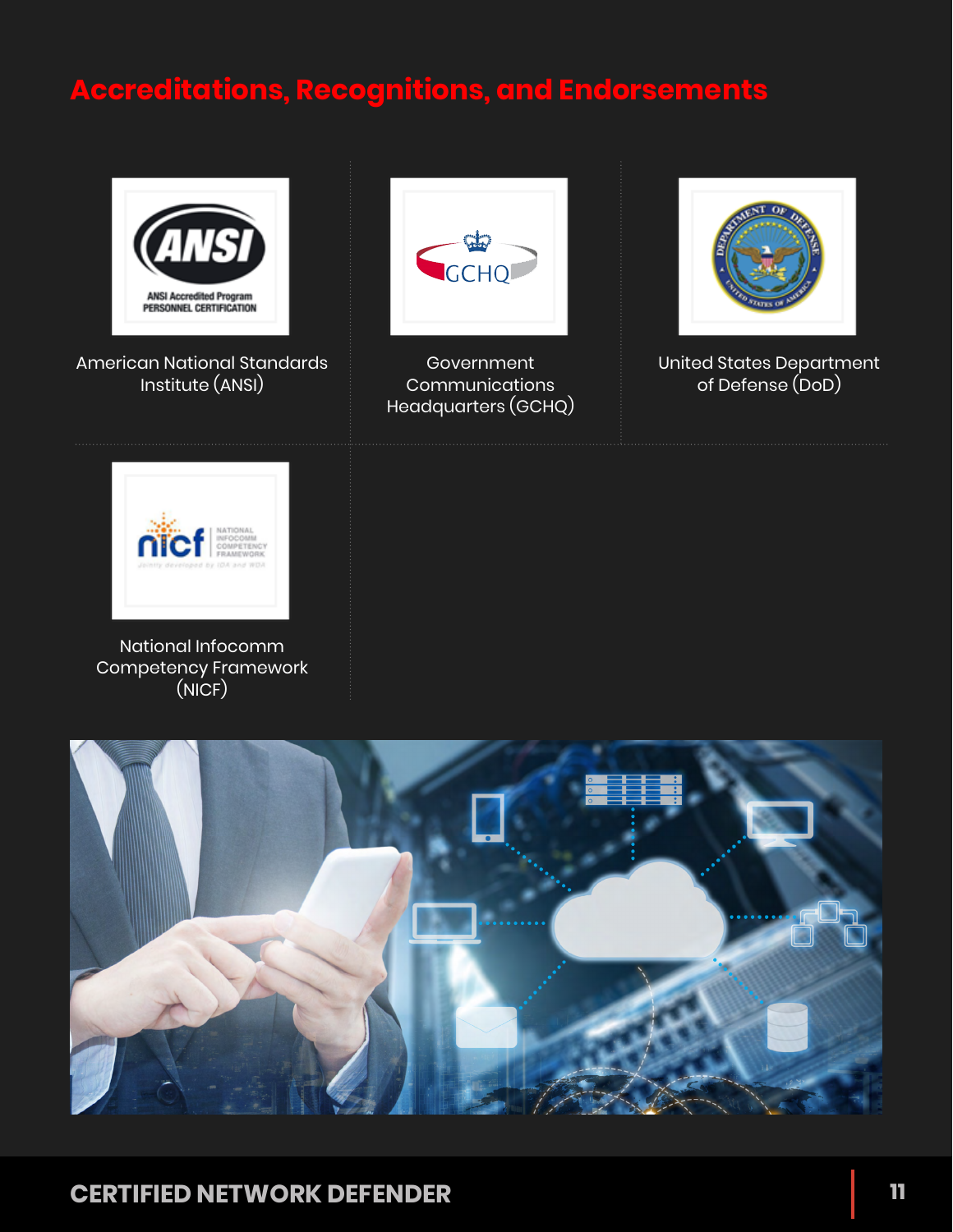## Accreditations, Recognitions, and Endorsements

American National Standards Institute (ANSI)

Government Communications Headquarters (GCHQ)

United States Department of Defense (DoD)

National Infocomm Competency Framework (NICF)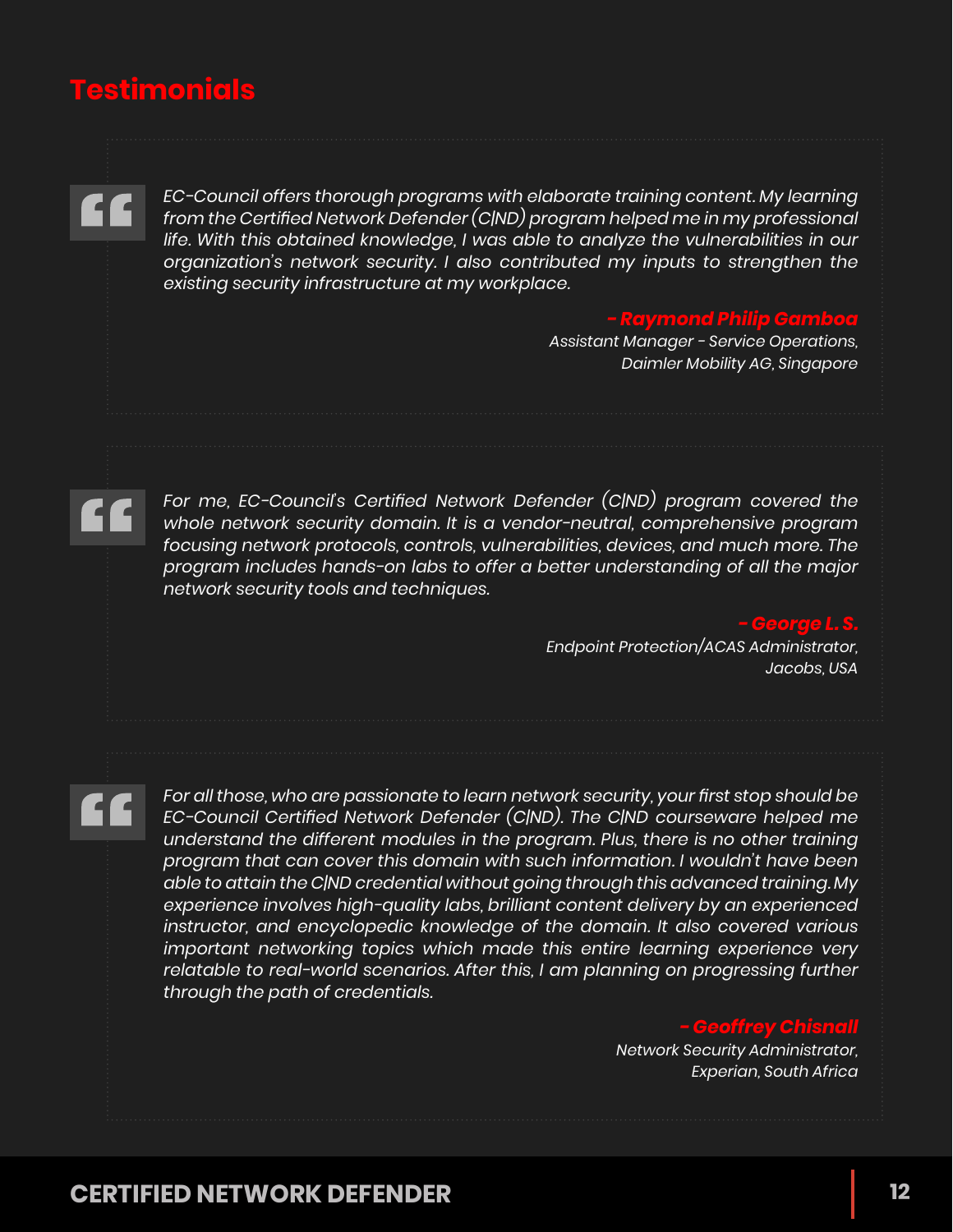## Testimonials

*EC-Council offers thorough programs with elaborate training content. My learning from the Certified Network Defender (C|ND) program helped me in my professional life. With this obtained knowledge, I was able to analyze the vulnerabilities in our organization's network security. I also contributed my inputs to strengthen the existing security infrastructure at my workplace.*

***- Raymond Philip Gamboa***
*Assistant Manager - Service Operations,*
*Daimler Mobility AG, Singapore*

*For me, EC-Council's Certified Network Defender (C|ND) program covered the whole network security domain. It is a vendor-neutral, comprehensive program focusing network protocols, controls, vulnerabilities, devices, and much more. The program includes hands-on labs to offer a better understanding of all the major network security tools and techniques.*

***- George L. S.***
*Endpoint Protection/ACAS Administrator,*
*Jacobs, USA*

*For all those, who are passionate to learn network security, your first stop should be EC-Council Certified Network Defender (C|ND). The C|ND courseware helped me understand the different modules in the program. Plus, there is no other training program that can cover this domain with such information. I wouldn't have been able to attain the C|ND credential without going through this advanced training. My experience involves high-quality labs, brilliant content delivery by an experienced instructor, and encyclopedic knowledge of the domain. It also covered various important networking topics which made this entire learning experience very relatable to real-world scenarios. After this, I am planning on progressing further through the path of credentials.*

***- Geoffrey Chisnall***
*Network Security Administrator,*
*Experian, South Africa*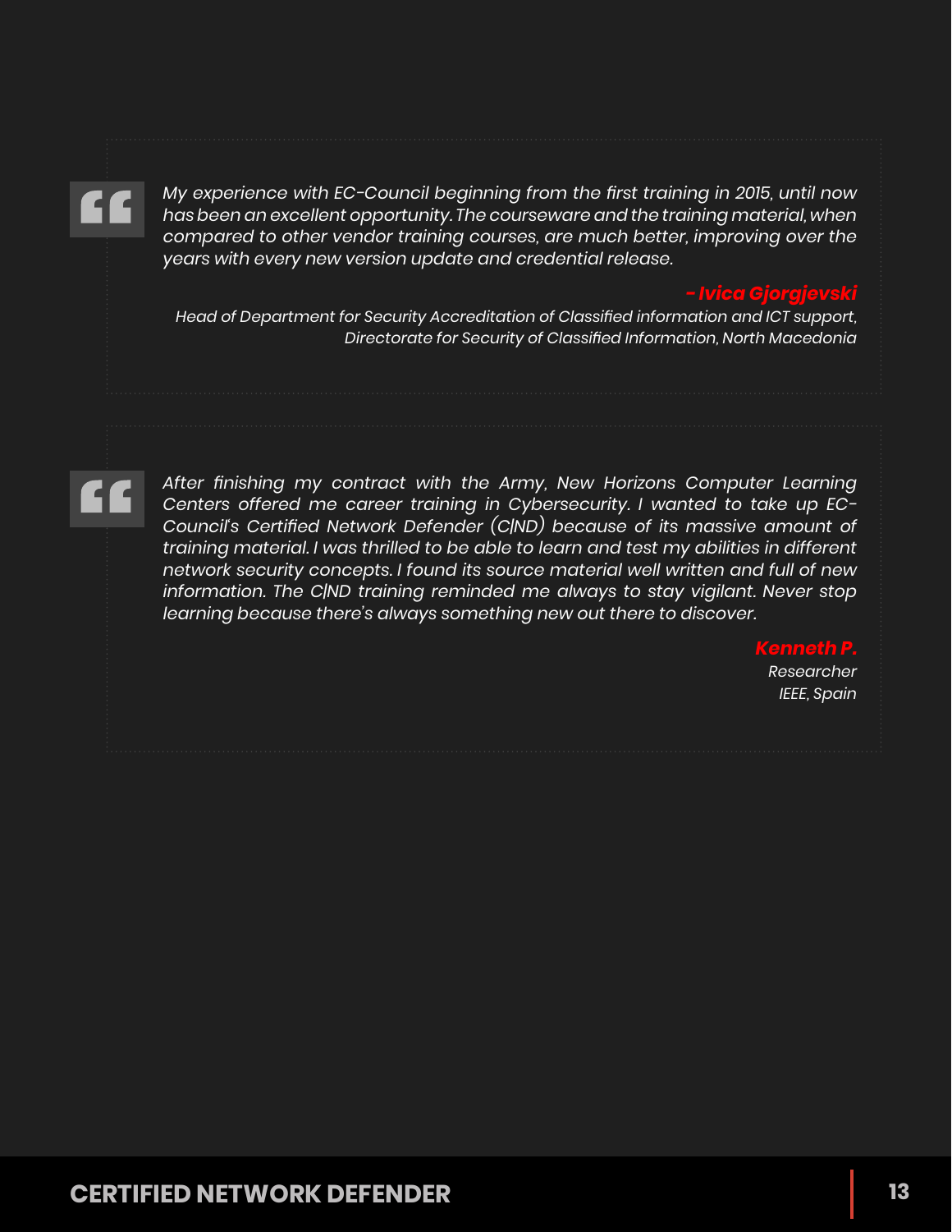> *My experience with EC-Council beginning from the first training in 2015, until now has been an excellent opportunity. The courseware and the training material, when compared to other vendor training courses, are much better, improving over the years with every new version update and credential release.*
>
> ***- Ivica Gjorgjevski***
> *Head of Department for Security Accreditation of Classified information and ICT support, Directorate for Security of Classified Information, North Macedonia*

> *After finishing my contract with the Army, New Horizons Computer Learning Centers offered me career training in Cybersecurity. I wanted to take up EC-Council's Certified Network Defender (C|ND) because of its massive amount of training material. I was thrilled to be able to learn and test my abilities in different network security concepts. I found its source material well written and full of new information. The C|ND training reminded me always to stay vigilant. Never stop learning because there's always something new out there to discover.*
>
> ***Kenneth P.***
> *Researcher*
> *IEEE, Spain*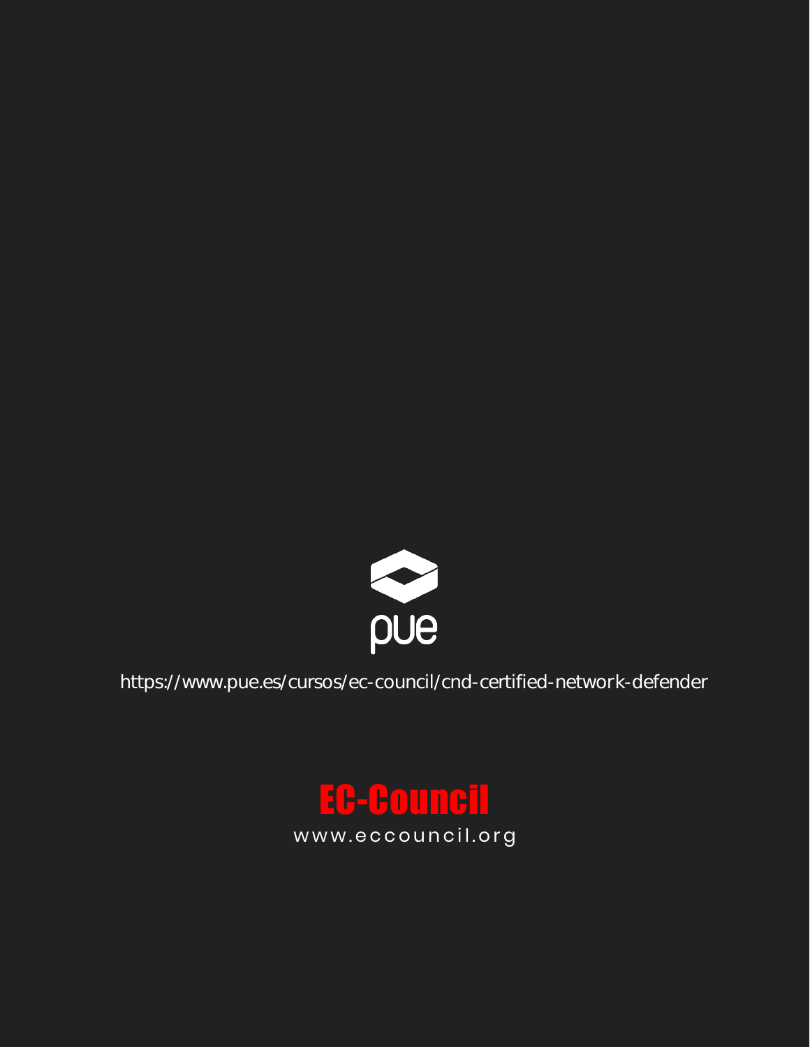pue

https://www.pue.es/cursos/ec-council/cnd-certified-network-defender

EC-Council

www.eccouncil.org